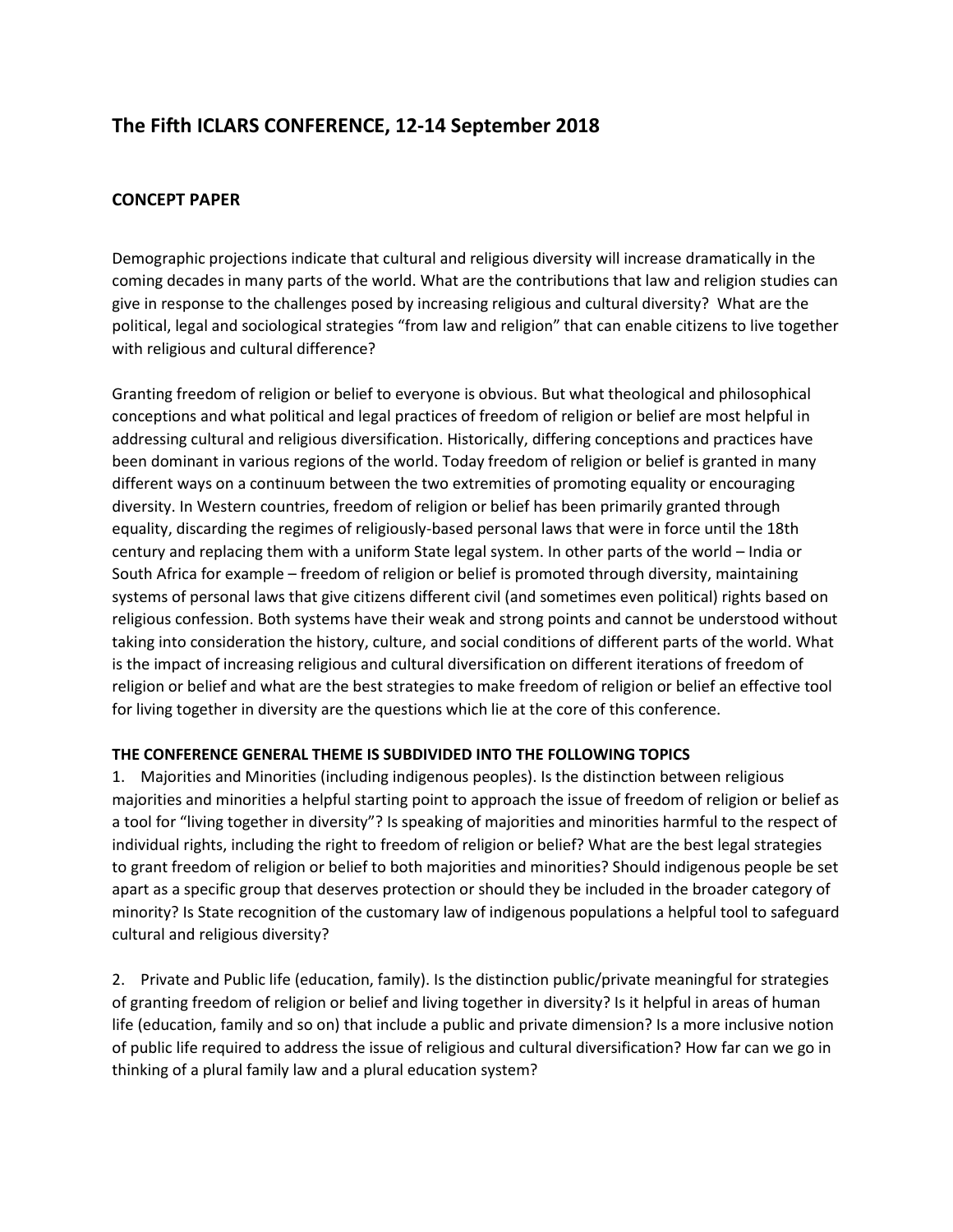# The Fifth ICLARS CONFERENCE, 12-14 September 2018

## CONCEPT PAPER

Demographic projections indicate that cultural and religious diversity will increase dramatically in the coming decades in many parts of the world. What are the contributions that law and religion studies can give in response to the challenges posed by increasing religious and cultural diversity? What are the political, legal and sociological strategies "from law and religion" that can enable citizens to live together with religious and cultural difference?

Granting freedom of religion or belief to everyone is obvious. But what theological and philosophical conceptions and what political and legal practices of freedom of religion or belief are most helpful in addressing cultural and religious diversification. Historically, differing conceptions and practices have been dominant in various regions of the world. Today freedom of religion or belief is granted in many different ways on a continuum between the two extremities of promoting equality or encouraging diversity. In Western countries, freedom of religion or belief has been primarily granted through equality, discarding the regimes of religiously-based personal laws that were in force until the 18th century and replacing them with a uniform State legal system. In other parts of the world – India or South Africa for example – freedom of religion or belief is promoted through diversity, maintaining systems of personal laws that give citizens different civil (and sometimes even political) rights based on religious confession. Both systems have their weak and strong points and cannot be understood without taking into consideration the history, culture, and social conditions of different parts of the world. What is the impact of increasing religious and cultural diversification on different iterations of freedom of religion or belief and what are the best strategies to make freedom of religion or belief an effective tool for living together in diversity are the questions which lie at the core of this conference.

**THE CONFERENCE GENERAL THEME IS SUBDIVIDED INTO THE FOLLOWING TOPICS**

1. Majorities and Minorities (including indigenous peoples). Is the distinction between religious majorities and minorities a helpful starting point to approach the issue of freedom of religion or belief as a tool for "living together in diversity"? Is speaking of majorities and minorities harmful to the respect of individual rights, including the right to freedom of religion or belief? What are the best legal strategies to grant freedom of religion or belief to both majorities and minorities? Should indigenous people be set apart as a specific group that deserves protection or should they be included in the broader category of minority? Is State recognition of the customary law of indigenous populations a helpful tool to safeguard cultural and religious diversity?

2. Private and Public life (education, family). Is the distinction public/private meaningful for strategies of granting freedom of religion or belief and living together in diversity? Is it helpful in areas of human life (education, family and so on) that include a public and private dimension? Is a more inclusive notion of public life required to address the issue of religious and cultural diversification? How far can we go in thinking of a plural family law and a plural education system?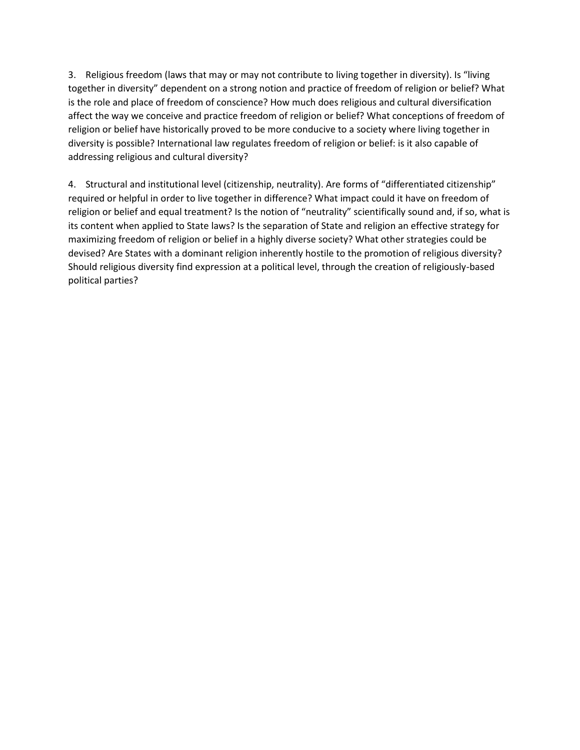3. Religious freedom (laws that may or may not contribute to living together in diversity). Is "living together in diversity" dependent on a strong notion and practice of freedom of religion or belief? What is the role and place of freedom of conscience? How much does religious and cultural diversification affect the way we conceive and practice freedom of religion or belief? What conceptions of freedom of religion or belief have historically proved to be more conducive to a society where living together in diversity is possible? International law regulates freedom of religion or belief: is it also capable of addressing religious and cultural diversity?

4. Structural and institutional level (citizenship, neutrality). Are forms of "differentiated citizenship" required or helpful in order to live together in difference? What impact could it have on freedom of religion or belief and equal treatment? Is the notion of "neutrality" scientifically sound and, if so, what is its content when applied to State laws? Is the separation of State and religion an effective strategy for maximizing freedom of religion or belief in a highly diverse society? What other strategies could be devised? Are States with a dominant religion inherently hostile to the promotion of religious diversity? Should religious diversity find expression at a political level, through the creation of religiously-based political parties?